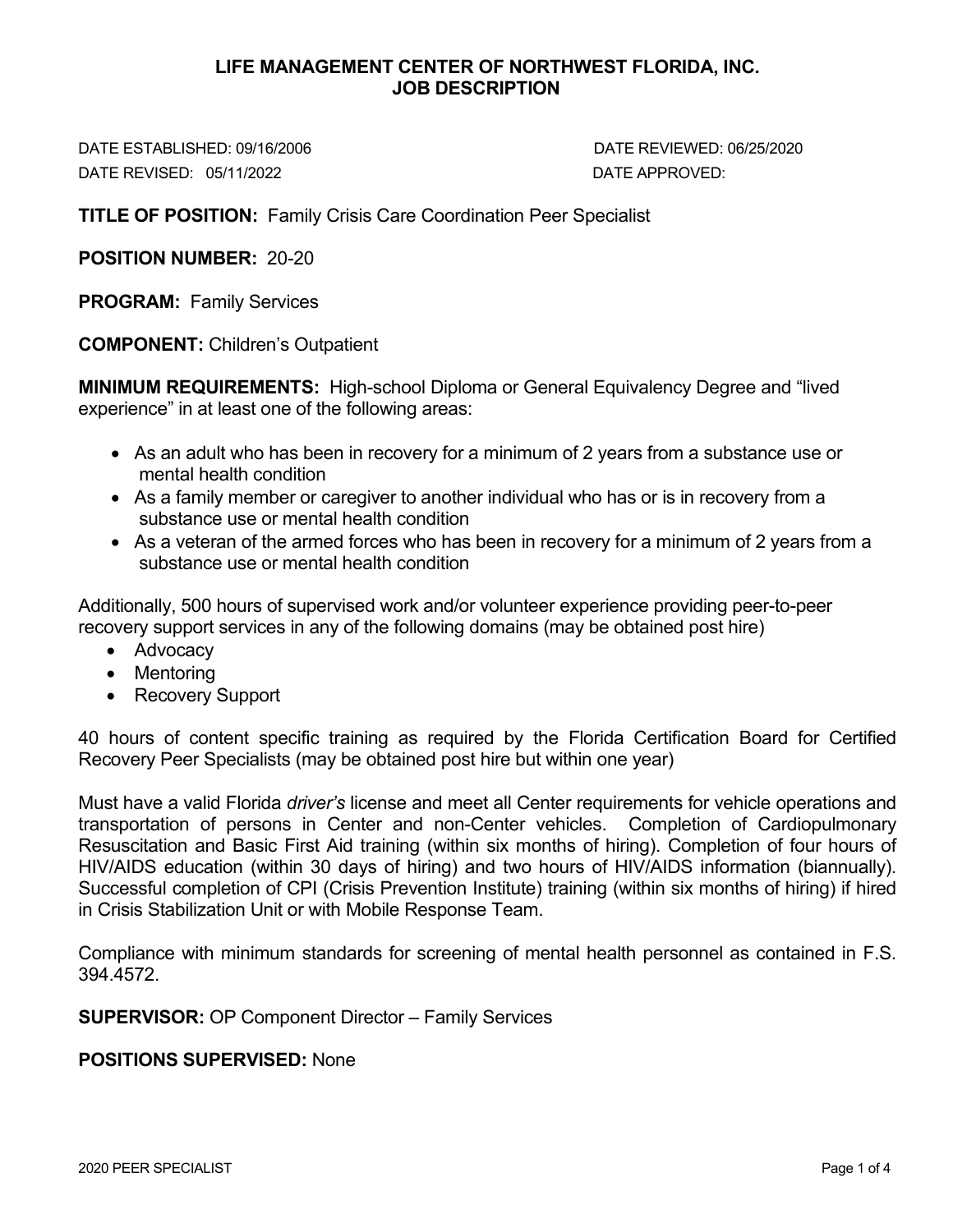# LIFE MANAGEMENT CENTER OF NORTHWEST FLORIDA, INC.
## JOB DESCRIPTION

DATE ESTABLISHED: 09/16/2006 | DATE REVIEWED: 06/25/2020

DATE REVISED: 05/11/2022 | DATE APPROVED:

**TITLE OF POSITION:** Family Crisis Care Coordination Peer Specialist

**POSITION NUMBER:** 20-20

**PROGRAM:** Family Services

**COMPONENT:** Children's Outpatient

**MINIMUM REQUIREMENTS:** High-school Diploma or General Equivalency Degree and "lived experience" in at least one of the following areas:

- As an adult who has been in recovery for a minimum of 2 years from a substance use or mental health condition
- As a family member or caregiver to another individual who has or is in recovery from a substance use or mental health condition
- As a veteran of the armed forces who has been in recovery for a minimum of 2 years from a substance use or mental health condition

Additionally, 500 hours of supervised work and/or volunteer experience providing peer-to-peer recovery support services in any of the following domains (may be obtained post hire)

- Advocacy
- Mentoring
- Recovery Support

40 hours of content specific training as required by the Florida Certification Board for Certified Recovery Peer Specialists (may be obtained post hire but within one year)

Must have a valid Florida *driver's* license and meet all Center requirements for vehicle operations and transportation of persons in Center and non-Center vehicles. Completion of Cardiopulmonary Resuscitation and Basic First Aid training (within six months of hiring). Completion of four hours of HIV/AIDS education (within 30 days of hiring) and two hours of HIV/AIDS information (biannually). Successful completion of CPI (Crisis Prevention Institute) training (within six months of hiring) if hired in Crisis Stabilization Unit or with Mobile Response Team.

Compliance with minimum standards for screening of mental health personnel as contained in F.S. 394.4572.

**SUPERVISOR:** OP Component Director – Family Services

**POSITIONS SUPERVISED:** None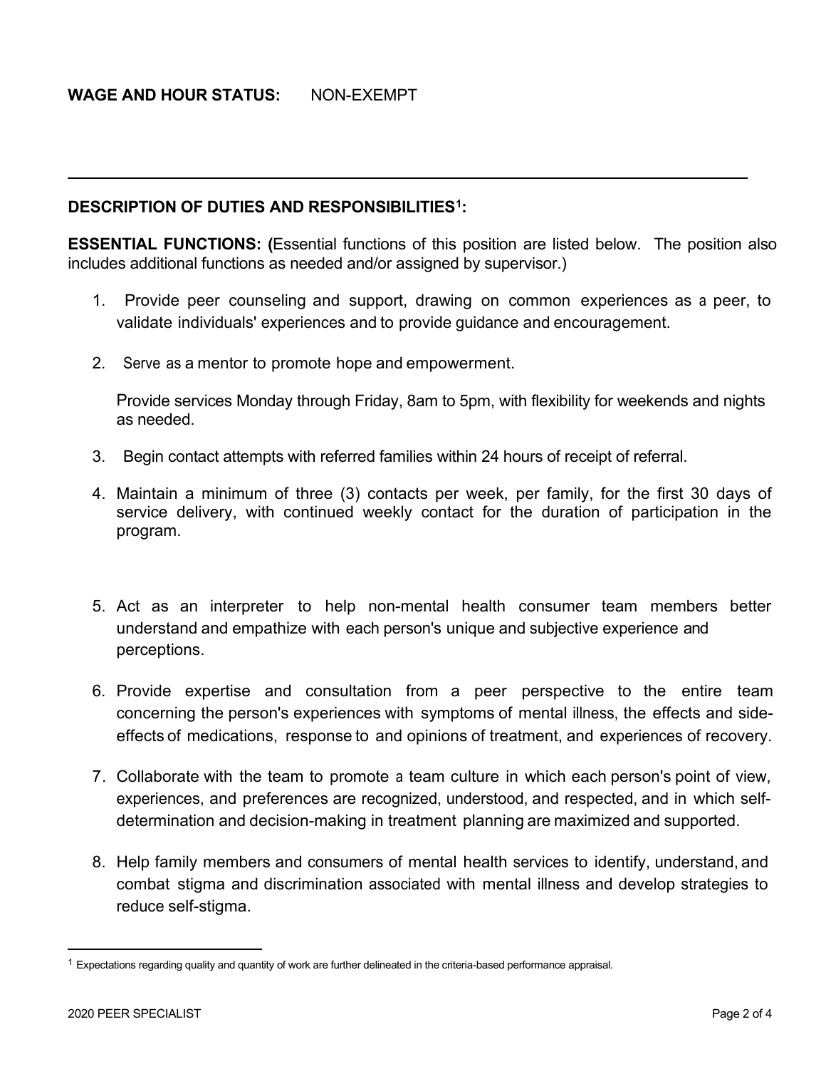**WAGE AND HOUR STATUS:** NON-EXEMPT

---

**DESCRIPTION OF DUTIES AND RESPONSIBILITIES[1]:**

**ESSENTIAL FUNCTIONS: (**Essential functions of this position are listed below. The position also includes additional functions as needed and/or assigned by supervisor.)

1. Provide peer counseling and support, drawing on common experiences as a peer, to validate individuals' experiences and to provide guidance and encouragement.

2. Serve as a mentor to promote hope and empowerment.

   Provide services Monday through Friday, 8am to 5pm, with flexibility for weekends and nights as needed.

3. Begin contact attempts with referred families within 24 hours of receipt of referral.

4. Maintain a minimum of three (3) contacts per week, per family, for the first 30 days of service delivery, with continued weekly contact for the duration of participation in the program.

5. Act as an interpreter to help non-mental health consumer team members better understand and empathize with each person's unique and subjective experience and perceptions.

6. Provide expertise and consultation from a peer perspective to the entire team concerning the person's experiences with symptoms of mental illness, the effects and side-effects of medications, response to and opinions of treatment, and experiences of recovery.

7. Collaborate with the team to promote a team culture in which each person's point of view, experiences, and preferences are recognized, understood, and respected, and in which self-determination and decision-making in treatment planning are maximized and supported.

8. Help family members and consumers of mental health services to identify, understand, and combat stigma and discrimination associated with mental illness and develop strategies to reduce self-stigma.

---

[1] Expectations regarding quality and quantity of work are further delineated in the criteria-based performance appraisal.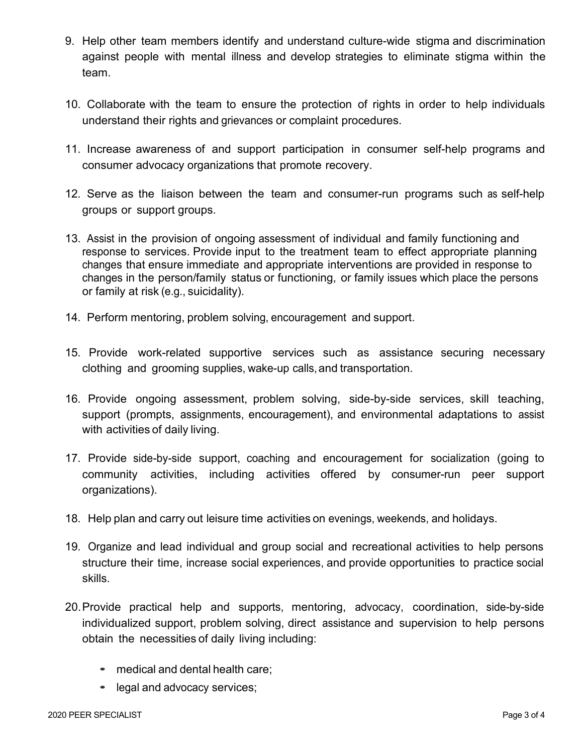9. Help other team members identify and understand culture-wide stigma and discrimination against people with mental illness and develop strategies to eliminate stigma within the team.

10. Collaborate with the team to ensure the protection of rights in order to help individuals understand their rights and grievances or complaint procedures.

11. Increase awareness of and support participation in consumer self-help programs and consumer advocacy organizations that promote recovery.

12. Serve as the liaison between the team and consumer-run programs such as self-help groups or support groups.

13. Assist in the provision of ongoing assessment of individual and family functioning and response to services. Provide input to the treatment team to effect appropriate planning changes that ensure immediate and appropriate interventions are provided in response to changes in the person/family status or functioning, or family issues which place the persons or family at risk (e.g., suicidality).

14. Perform mentoring, problem solving, encouragement and support.

15. Provide work-related supportive services such as assistance securing necessary clothing and grooming supplies, wake-up calls, and transportation.

16. Provide ongoing assessment, problem solving, side-by-side services, skill teaching, support (prompts, assignments, encouragement), and environmental adaptations to assist with activities of daily living.

17. Provide side-by-side support, coaching and encouragement for socialization (going to community activities, including activities offered by consumer-run peer support organizations).

18. Help plan and carry out leisure time activities on evenings, weekends, and holidays.

19. Organize and lead individual and group social and recreational activities to help persons structure their time, increase social experiences, and provide opportunities to practice social skills.

20. Provide practical help and supports, mentoring, advocacy, coordination, side-by-side individualized support, problem solving, direct assistance and supervision to help persons obtain the necessities of daily living including:

    - medical and dental health care;
    - legal and advocacy services;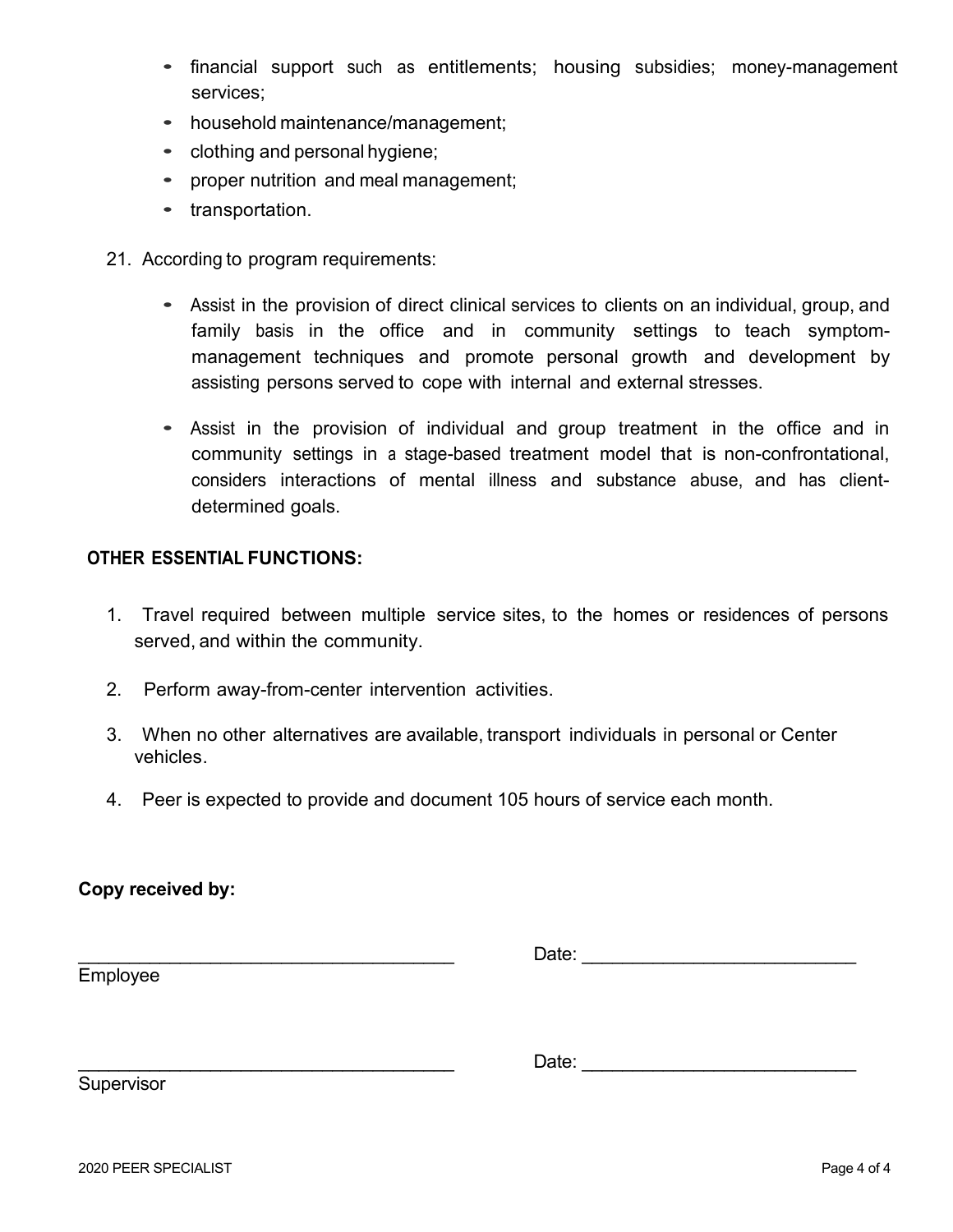- financial support such as entitlements; housing subsidies; money-management services;
- household maintenance/management;
- clothing and personal hygiene;
- proper nutrition and meal management;
- transportation.

21. According to program requirements:

    - Assist in the provision of direct clinical services to clients on an individual, group, and family basis in the office and in community settings to teach symptom-management techniques and promote personal growth and development by assisting persons served to cope with internal and external stresses.

    - Assist in the provision of individual and group treatment in the office and in community settings in a stage-based treatment model that is non-confrontational, considers interactions of mental illness and substance abuse, and has client-determined goals.

**OTHER ESSENTIAL FUNCTIONS:**

1. Travel required between multiple service sites, to the homes or residences of persons served, and within the community.

2. Perform away-from-center intervention activities.

3. When no other alternatives are available, transport individuals in personal or Center vehicles.

4. Peer is expected to provide and document 105 hours of service each month.

**Copy received by:**

\_\_\_\_\_\_\_\_\_\_\_\_\_\_\_\_\_\_\_\_\_\_\_\_\_\_\_\_\_\_\_\_\_\_\_\_ Date: \_\_\_\_\_\_\_\_\_\_\_\_\_\_\_\_\_\_\_\_\_\_\_\_\_\_

Employee

\_\_\_\_\_\_\_\_\_\_\_\_\_\_\_\_\_\_\_\_\_\_\_\_\_\_\_\_\_\_\_\_\_\_\_\_ Date: \_\_\_\_\_\_\_\_\_\_\_\_\_\_\_\_\_\_\_\_\_\_\_\_\_\_

Supervisor